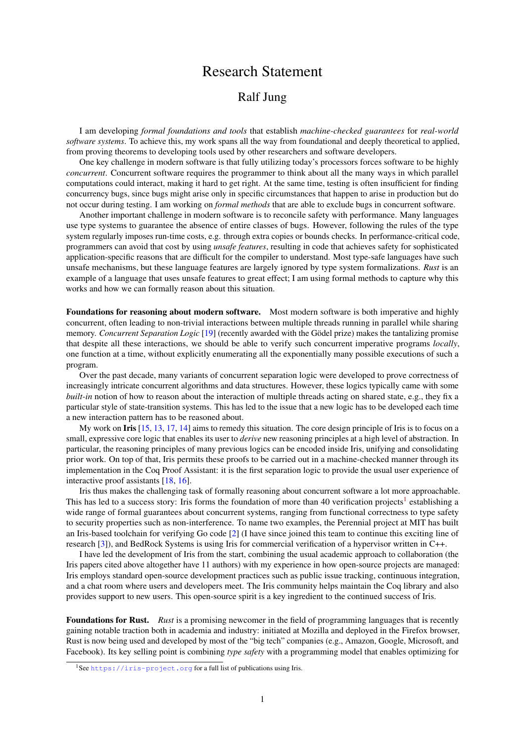# Research Statement

## Ralf Jung

I am developing *formal foundations and tools* that establish *machine-checked guarantees* for *real-world software systems*. To achieve this, my work spans all the way from foundational and deeply theoretical to applied, from proving theorems to developing tools used by other researchers and software developers.

One key challenge in modern software is that fully utilizing today's processors forces software to be highly *concurrent*. Concurrent software requires the programmer to think about all the many ways in which parallel computations could interact, making it hard to get right. At the same time, testing is often insufficient for finding concurrency bugs, since bugs might arise only in specific circumstances that happen to arise in production but do not occur during testing. I am working on *formal methods* that are able to exclude bugs in concurrent software.

Another important challenge in modern software is to reconcile safety with performance. Many languages use type systems to guarantee the absence of entire classes of bugs. However, following the rules of the type system regularly imposes run-time costs, e.g. through extra copies or bounds checks. In performance-critical code, programmers can avoid that cost by using *unsafe features*, resulting in code that achieves safety for sophisticated application-specific reasons that are difficult for the compiler to understand. Most type-safe languages have such unsafe mechanisms, but these language features are largely ignored by type system formalizations. *Rust* is an example of a language that uses unsafe features to great effect; I am using formal methods to capture why this works and how we can formally reason about this situation.

**Foundations for reasoning about modern software.** Most modern software is both imperative and highly concurrent, often leading to non-trivial interactions between multiple threads running in parallel while sharing memory. *Concurrent Separation Logic* [19] (recently awarded with the Gödel prize) makes the tantalizing promise that despite all these interactions, we should be able to verify such concurrent imperative programs *locally*, one function at a time, without explicitly enumerating all the exponentially many possible executions of such a program.

Over the past decade, many variants of concurrent separation logic were developed to prove correctness of increasingly intricate concurrent algorithms and data structures. However, these logics typically came with some *built-in* notion of how to reason about the interaction of multiple threads acting on shared state, e.g., they fix a particular style of state-transition systems. This has led to the issue that a new logic has to be developed each time a new interaction pattern has to be reasoned about.

My work on **Iris** [15, 13, 17, 14] aims to remedy this situation. The core design principle of Iris is to focus on a small, expressive core logic that enables its user to *derive* new reasoning principles at a high level of abstraction. In particular, the reasoning principles of many previous logics can be encoded inside Iris, unifying and consolidating prior work. On top of that, Iris permits these proofs to be carried out in a machine-checked manner through its implementation in the Coq Proof Assistant: it is the first separation logic to provide the usual user experience of interactive proof assistants [18, 16].

Iris thus makes the challenging task of formally reasoning about concurrent software a lot more approachable. This has led to a success story: Iris forms the foundation of more than 40 verification projects[1] establishing a wide range of formal guarantees about concurrent systems, ranging from functional correctness to type safety to security properties such as non-interference. To name two examples, the Perennial project at MIT has built an Iris-based toolchain for verifying Go code [2] (I have since joined this team to continue this exciting line of research [3]), and BedRock Systems is using Iris for commercial verification of a hypervisor written in C++.

I have led the development of Iris from the start, combining the usual academic approach to collaboration (the Iris papers cited above altogether have 11 authors) with my experience in how open-source projects are managed: Iris employs standard open-source development practices such as public issue tracking, continuous integration, and a chat room where users and developers meet. The Iris community helps maintain the Coq library and also provides support to new users. This open-source spirit is a key ingredient to the continued success of Iris.

**Foundations for Rust.** *Rust* is a promising newcomer in the field of programming languages that is recently gaining notable traction both in academia and industry: initiated at Mozilla and deployed in the Firefox browser, Rust is now being used and developed by most of the "big tech" companies (e.g., Amazon, Google, Microsoft, and Facebook). Its key selling point is combining *type safety* with a programming model that enables optimizing for

[1] See https://iris-project.org for a full list of publications using Iris.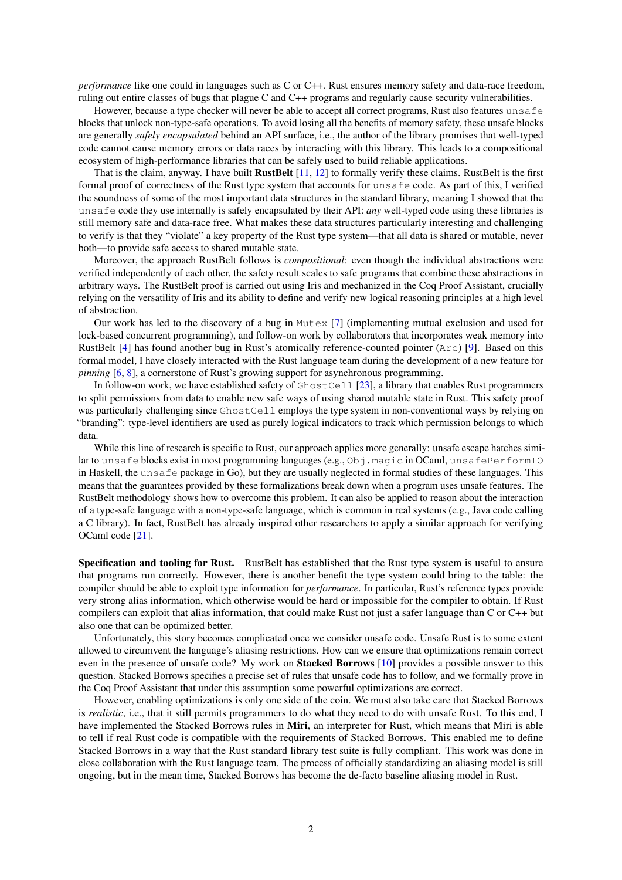*performance* like one could in languages such as C or C++. Rust ensures memory safety and data-race freedom, ruling out entire classes of bugs that plague C and C++ programs and regularly cause security vulnerabilities.

However, because a type checker will never be able to accept all correct programs, Rust also features `unsafe` blocks that unlock non-type-safe operations. To avoid losing all the benefits of memory safety, these unsafe blocks are generally *safely encapsulated* behind an API surface, i.e., the author of the library promises that well-typed code cannot cause memory errors or data races by interacting with this library. This leads to a compositional ecosystem of high-performance libraries that can be safely used to build reliable applications.

That is the claim, anyway. I have built **RustBelt** [11, 12] to formally verify these claims. RustBelt is the first formal proof of correctness of the Rust type system that accounts for `unsafe` code. As part of this, I verified the soundness of some of the most important data structures in the standard library, meaning I showed that the `unsafe` code they use internally is safely encapsulated by their API: *any* well-typed code using these libraries is still memory safe and data-race free. What makes these data structures particularly interesting and challenging to verify is that they "violate" a key property of the Rust type system—that all data is shared or mutable, never both—to provide safe access to shared mutable state.

Moreover, the approach RustBelt follows is *compositional*: even though the individual abstractions were verified independently of each other, the safety result scales to safe programs that combine these abstractions in arbitrary ways. The RustBelt proof is carried out using Iris and mechanized in the Coq Proof Assistant, crucially relying on the versatility of Iris and its ability to define and verify new logical reasoning principles at a high level of abstraction.

Our work has led to the discovery of a bug in `Mutex` [7] (implementing mutual exclusion and used for lock-based concurrent programming), and follow-on work by collaborators that incorporates weak memory into RustBelt [4] has found another bug in Rust's atomically reference-counted pointer (`Arc`) [9]. Based on this formal model, I have closely interacted with the Rust language team during the development of a new feature for *pinning* [6, 8], a cornerstone of Rust's growing support for asynchronous programming.

In follow-on work, we have established safety of `GhostCell` [23], a library that enables Rust programmers to split permissions from data to enable new safe ways of using shared mutable state in Rust. This safety proof was particularly challenging since `GhostCell` employs the type system in non-conventional ways by relying on "branding": type-level identifiers are used as purely logical indicators to track which permission belongs to which data.

While this line of research is specific to Rust, our approach applies more generally: unsafe escape hatches similar to `unsafe` blocks exist in most programming languages (e.g., `Obj.magic` in OCaml, `unsafePerformIO` in Haskell, the `unsafe` package in Go), but they are usually neglected in formal studies of these languages. This means that the guarantees provided by these formalizations break down when a program uses unsafe features. The RustBelt methodology shows how to overcome this problem. It can also be applied to reason about the interaction of a type-safe language with a non-type-safe language, which is common in real systems (e.g., Java code calling a C library). In fact, RustBelt has already inspired other researchers to apply a similar approach for verifying OCaml code [21].

**Specification and tooling for Rust.** RustBelt has established that the Rust type system is useful to ensure that programs run correctly. However, there is another benefit the type system could bring to the table: the compiler should be able to exploit type information for *performance*. In particular, Rust's reference types provide very strong alias information, which otherwise would be hard or impossible for the compiler to obtain. If Rust compilers can exploit that alias information, that could make Rust not just a safer language than C or C++ but also one that can be optimized better.

Unfortunately, this story becomes complicated once we consider unsafe code. Unsafe Rust is to some extent allowed to circumvent the language's aliasing restrictions. How can we ensure that optimizations remain correct even in the presence of unsafe code? My work on **Stacked Borrows** [10] provides a possible answer to this question. Stacked Borrows specifies a precise set of rules that unsafe code has to follow, and we formally prove in the Coq Proof Assistant that under this assumption some powerful optimizations are correct.

However, enabling optimizations is only one side of the coin. We must also take care that Stacked Borrows is *realistic*, i.e., that it still permits programmers to do what they need to do with unsafe Rust. To this end, I have implemented the Stacked Borrows rules in **Miri**, an interpreter for Rust, which means that Miri is able to tell if real Rust code is compatible with the requirements of Stacked Borrows. This enabled me to define Stacked Borrows in a way that the Rust standard library test suite is fully compliant. This work was done in close collaboration with the Rust language team. The process of officially standardizing an aliasing model is still ongoing, but in the mean time, Stacked Borrows has become the de-facto baseline aliasing model in Rust.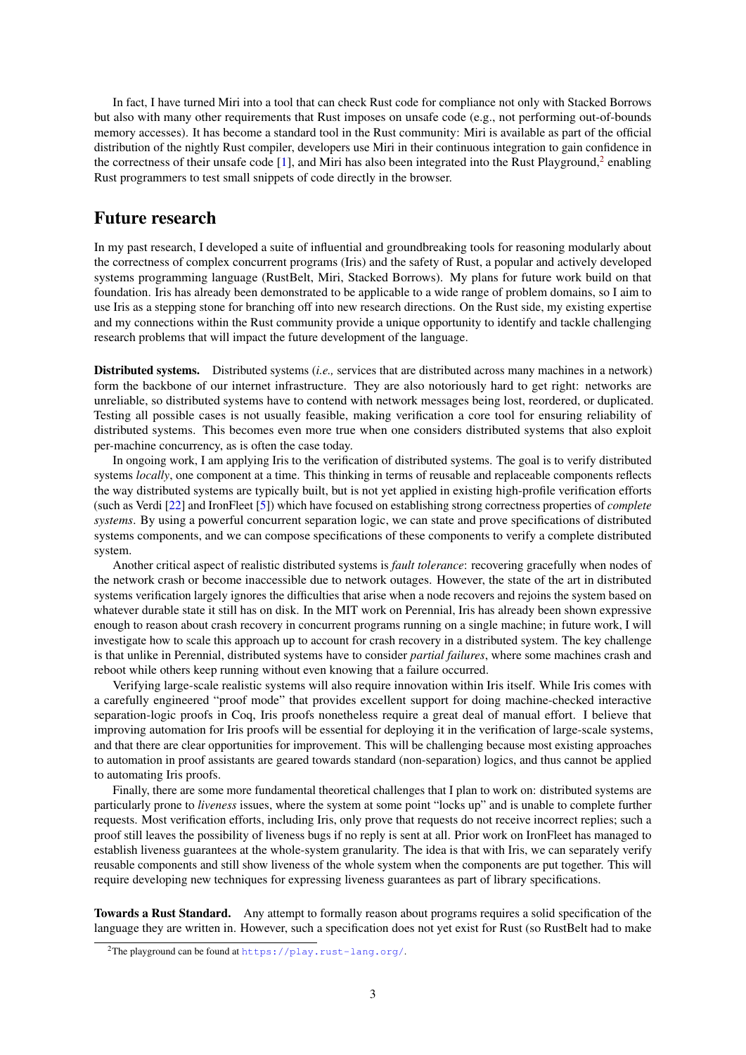In fact, I have turned Miri into a tool that can check Rust code for compliance not only with Stacked Borrows but also with many other requirements that Rust imposes on unsafe code (e.g., not performing out-of-bounds memory accesses). It has become a standard tool in the Rust community: Miri is available as part of the official distribution of the nightly Rust compiler, developers use Miri in their continuous integration to gain confidence in the correctness of their unsafe code [1], and Miri has also been integrated into the Rust Playground,[2] enabling Rust programmers to test small snippets of code directly in the browser.

## Future research

In my past research, I developed a suite of influential and groundbreaking tools for reasoning modularly about the correctness of complex concurrent programs (Iris) and the safety of Rust, a popular and actively developed systems programming language (RustBelt, Miri, Stacked Borrows). My plans for future work build on that foundation. Iris has already been demonstrated to be applicable to a wide range of problem domains, so I aim to use Iris as a stepping stone for branching off into new research directions. On the Rust side, my existing expertise and my connections within the Rust community provide a unique opportunity to identify and tackle challenging research problems that will impact the future development of the language.

**Distributed systems.** Distributed systems (*i.e.,* services that are distributed across many machines in a network) form the backbone of our internet infrastructure. They are also notoriously hard to get right: networks are unreliable, so distributed systems have to contend with network messages being lost, reordered, or duplicated. Testing all possible cases is not usually feasible, making verification a core tool for ensuring reliability of distributed systems. This becomes even more true when one considers distributed systems that also exploit per-machine concurrency, as is often the case today.

In ongoing work, I am applying Iris to the verification of distributed systems. The goal is to verify distributed systems *locally*, one component at a time. This thinking in terms of reusable and replaceable components reflects the way distributed systems are typically built, but is not yet applied in existing high-profile verification efforts (such as Verdi [22] and IronFleet [5]) which have focused on establishing strong correctness properties of *complete systems*. By using a powerful concurrent separation logic, we can state and prove specifications of distributed systems components, and we can compose specifications of these components to verify a complete distributed system.

Another critical aspect of realistic distributed systems is *fault tolerance*: recovering gracefully when nodes of the network crash or become inaccessible due to network outages. However, the state of the art in distributed systems verification largely ignores the difficulties that arise when a node recovers and rejoins the system based on whatever durable state it still has on disk. In the MIT work on Perennial, Iris has already been shown expressive enough to reason about crash recovery in concurrent programs running on a single machine; in future work, I will investigate how to scale this approach up to account for crash recovery in a distributed system. The key challenge is that unlike in Perennial, distributed systems have to consider *partial failures*, where some machines crash and reboot while others keep running without even knowing that a failure occurred.

Verifying large-scale realistic systems will also require innovation within Iris itself. While Iris comes with a carefully engineered "proof mode" that provides excellent support for doing machine-checked interactive separation-logic proofs in Coq, Iris proofs nonetheless require a great deal of manual effort. I believe that improving automation for Iris proofs will be essential for deploying it in the verification of large-scale systems, and that there are clear opportunities for improvement. This will be challenging because most existing approaches to automation in proof assistants are geared towards standard (non-separation) logics, and thus cannot be applied to automating Iris proofs.

Finally, there are some more fundamental theoretical challenges that I plan to work on: distributed systems are particularly prone to *liveness* issues, where the system at some point "locks up" and is unable to complete further requests. Most verification efforts, including Iris, only prove that requests do not receive incorrect replies; such a proof still leaves the possibility of liveness bugs if no reply is sent at all. Prior work on IronFleet has managed to establish liveness guarantees at the whole-system granularity. The idea is that with Iris, we can separately verify reusable components and still show liveness of the whole system when the components are put together. This will require developing new techniques for expressing liveness guarantees as part of library specifications.

**Towards a Rust Standard.** Any attempt to formally reason about programs requires a solid specification of the language they are written in. However, such a specification does not yet exist for Rust (so RustBelt had to make

[2] The playground can be found at https://play.rust-lang.org/.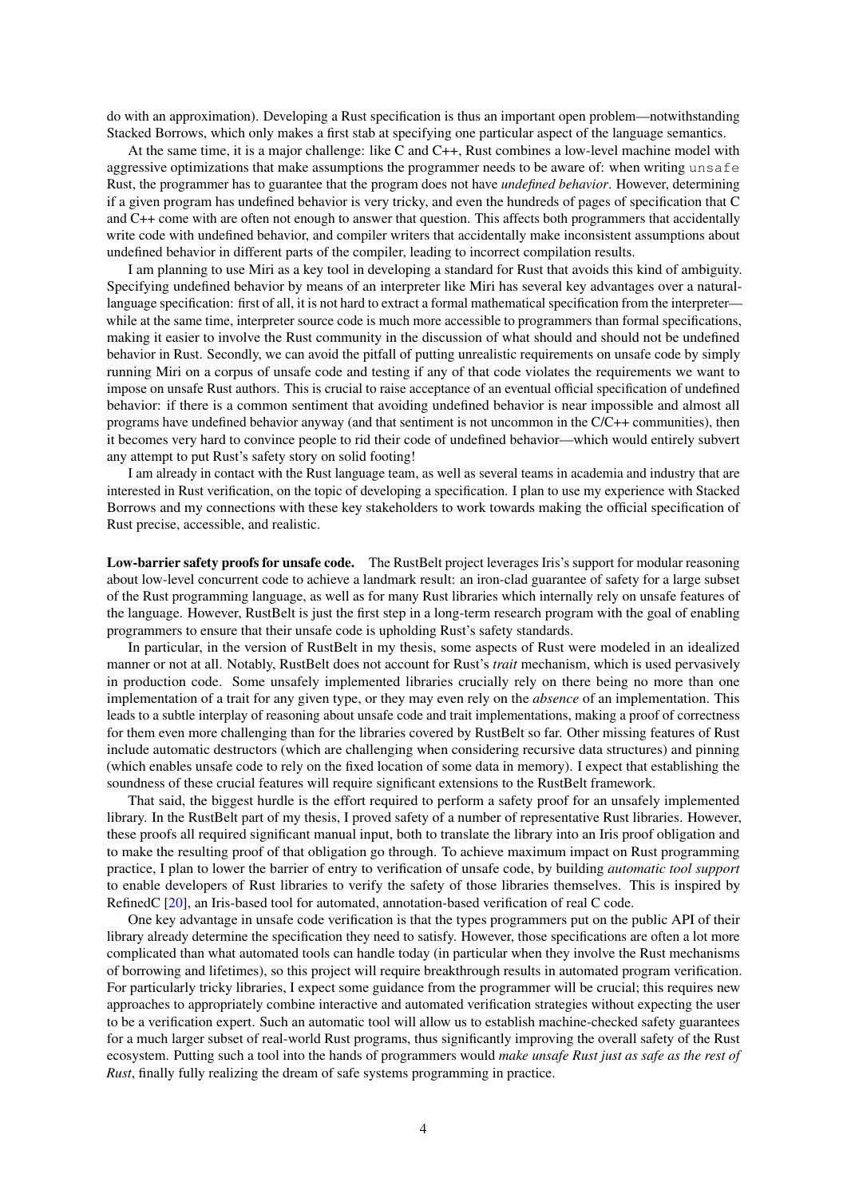do with an approximation). Developing a Rust specification is thus an important open problem—notwithstanding Stacked Borrows, which only makes a first stab at specifying one particular aspect of the language semantics.

At the same time, it is a major challenge: like C and C++, Rust combines a low-level machine model with aggressive optimizations that make assumptions the programmer needs to be aware of: when writing `unsafe` Rust, the programmer has to guarantee that the program does not have *undefined behavior*. However, determining if a given program has undefined behavior is very tricky, and even the hundreds of pages of specification that C and C++ come with are often not enough to answer that question. This affects both programmers that accidentally write code with undefined behavior, and compiler writers that accidentally make inconsistent assumptions about undefined behavior in different parts of the compiler, leading to incorrect compilation results.

I am planning to use Miri as a key tool in developing a standard for Rust that avoids this kind of ambiguity. Specifying undefined behavior by means of an interpreter like Miri has several key advantages over a natural-language specification: first of all, it is not hard to extract a formal mathematical specification from the interpreter—while at the same time, interpreter source code is much more accessible to programmers than formal specifications, making it easier to involve the Rust community in the discussion of what should and should not be undefined behavior in Rust. Secondly, we can avoid the pitfall of putting unrealistic requirements on unsafe code by simply running Miri on a corpus of unsafe code and testing if any of that code violates the requirements we want to impose on unsafe Rust authors. This is crucial to raise acceptance of an eventual official specification of undefined behavior: if there is a common sentiment that avoiding undefined behavior is near impossible and almost all programs have undefined behavior anyway (and that sentiment is not uncommon in the C/C++ communities), then it becomes very hard to convince people to rid their code of undefined behavior—which would entirely subvert any attempt to put Rust's safety story on solid footing!

I am already in contact with the Rust language team, as well as several teams in academia and industry that are interested in Rust verification, on the topic of developing a specification. I plan to use my experience with Stacked Borrows and my connections with these key stakeholders to work towards making the official specification of Rust precise, accessible, and realistic.

**Low-barrier safety proofs for unsafe code.** The RustBelt project leverages Iris's support for modular reasoning about low-level concurrent code to achieve a landmark result: an iron-clad guarantee of safety for a large subset of the Rust programming language, as well as for many Rust libraries which internally rely on unsafe features of the language. However, RustBelt is just the first step in a long-term research program with the goal of enabling programmers to ensure that their unsafe code is upholding Rust's safety standards.

In particular, in the version of RustBelt in my thesis, some aspects of Rust were modeled in an idealized manner or not at all. Notably, RustBelt does not account for Rust's *trait* mechanism, which is used pervasively in production code. Some unsafely implemented libraries crucially rely on there being no more than one implementation of a trait for any given type, or they may even rely on the *absence* of an implementation. This leads to a subtle interplay of reasoning about unsafe code and trait implementations, making a proof of correctness for them even more challenging than for the libraries covered by RustBelt so far. Other missing features of Rust include automatic destructors (which are challenging when considering recursive data structures) and pinning (which enables unsafe code to rely on the fixed location of some data in memory). I expect that establishing the soundness of these crucial features will require significant extensions to the RustBelt framework.

That said, the biggest hurdle is the effort required to perform a safety proof for an unsafely implemented library. In the RustBelt part of my thesis, I proved safety of a number of representative Rust libraries. However, these proofs all required significant manual input, both to translate the library into an Iris proof obligation and to make the resulting proof of that obligation go through. To achieve maximum impact on Rust programming practice, I plan to lower the barrier of entry to verification of unsafe code, by building *automatic tool support* to enable developers of Rust libraries to verify the safety of those libraries themselves. This is inspired by RefinedC [20], an Iris-based tool for automated, annotation-based verification of real C code.

One key advantage in unsafe code verification is that the types programmers put on the public API of their library already determine the specification they need to satisfy. However, those specifications are often a lot more complicated than what automated tools can handle today (in particular when they involve the Rust mechanisms of borrowing and lifetimes), so this project will require breakthrough results in automated program verification. For particularly tricky libraries, I expect some guidance from the programmer will be crucial; this requires new approaches to appropriately combine interactive and automated verification strategies without expecting the user to be a verification expert. Such an automatic tool will allow us to establish machine-checked safety guarantees for a much larger subset of real-world Rust programs, thus significantly improving the overall safety of the Rust ecosystem. Putting such a tool into the hands of programmers would *make unsafe Rust just as safe as the rest of Rust*, finally fully realizing the dream of safe systems programming in practice.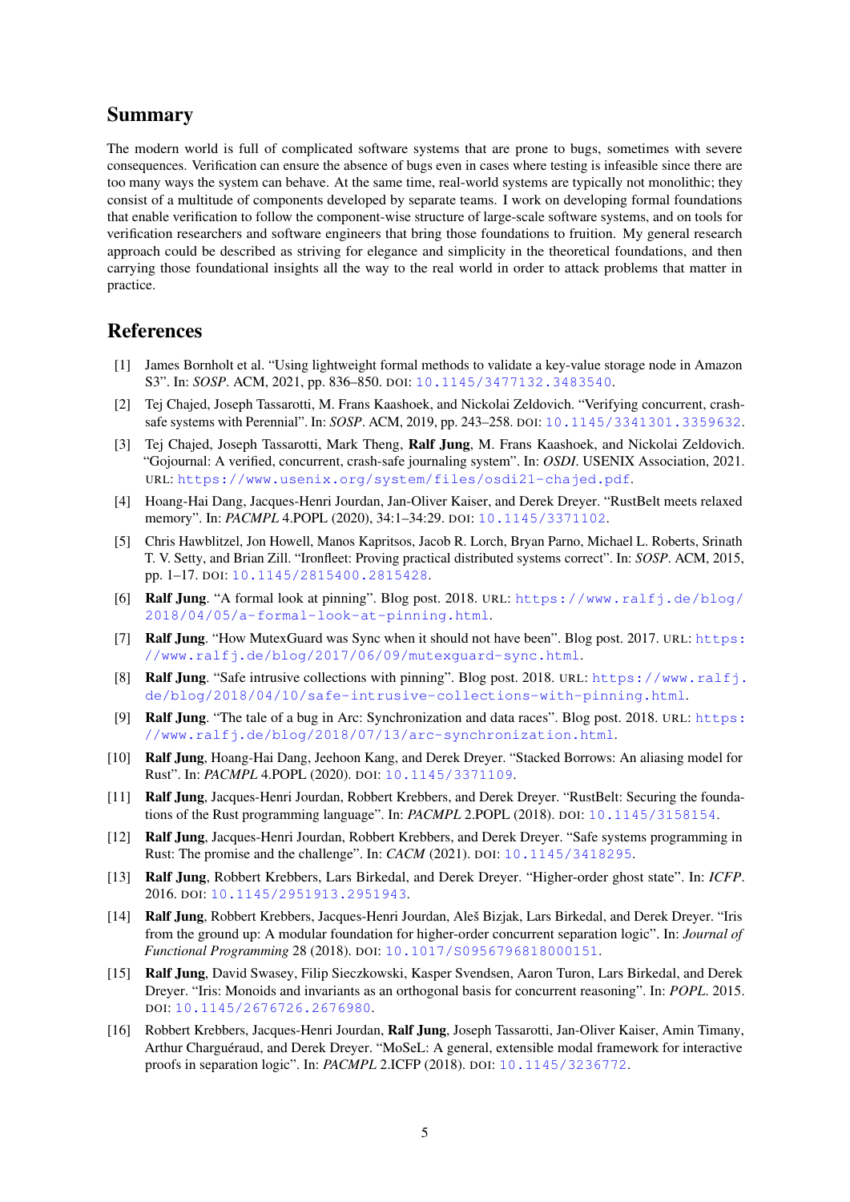## Summary

The modern world is full of complicated software systems that are prone to bugs, sometimes with severe consequences. Verification can ensure the absence of bugs even in cases where testing is infeasible since there are too many ways the system can behave. At the same time, real-world systems are typically not monolithic; they consist of a multitude of components developed by separate teams. I work on developing formal foundations that enable verification to follow the component-wise structure of large-scale software systems, and on tools for verification researchers and software engineers that bring those foundations to fruition. My general research approach could be described as striving for elegance and simplicity in the theoretical foundations, and then carrying those foundational insights all the way to the real world in order to attack problems that matter in practice.

## References

[1] James Bornholt et al. "Using lightweight formal methods to validate a key-value storage node in Amazon S3". In: *SOSP*. ACM, 2021, pp. 836–850. DOI: 10.1145/3477132.3483540.

[2] Tej Chajed, Joseph Tassarotti, M. Frans Kaashoek, and Nickolai Zeldovich. "Verifying concurrent, crash-safe systems with Perennial". In: *SOSP*. ACM, 2019, pp. 243–258. DOI: 10.1145/3341301.3359632.

[3] Tej Chajed, Joseph Tassarotti, Mark Theng, **Ralf Jung**, M. Frans Kaashoek, and Nickolai Zeldovich. "Gojournal: A verified, concurrent, crash-safe journaling system". In: *OSDI*. USENIX Association, 2021. URL: https://www.usenix.org/system/files/osdi21-chajed.pdf.

[4] Hoang-Hai Dang, Jacques-Henri Jourdan, Jan-Oliver Kaiser, and Derek Dreyer. "RustBelt meets relaxed memory". In: *PACMPL* 4.POPL (2020), 34:1–34:29. DOI: 10.1145/3371102.

[5] Chris Hawblitzel, Jon Howell, Manos Kapritsos, Jacob R. Lorch, Bryan Parno, Michael L. Roberts, Srinath T. V. Setty, and Brian Zill. "Ironfleet: Proving practical distributed systems correct". In: *SOSP*. ACM, 2015, pp. 1–17. DOI: 10.1145/2815400.2815428.

[6] **Ralf Jung**. "A formal look at pinning". Blog post. 2018. URL: https://www.ralfj.de/blog/2018/04/05/a-formal-look-at-pinning.html.

[7] **Ralf Jung**. "How MutexGuard was Sync when it should not have been". Blog post. 2017. URL: https://www.ralfj.de/blog/2017/06/09/mutexguard-sync.html.

[8] **Ralf Jung**. "Safe intrusive collections with pinning". Blog post. 2018. URL: https://www.ralfj.de/blog/2018/04/10/safe-intrusive-collections-with-pinning.html.

[9] **Ralf Jung**. "The tale of a bug in Arc: Synchronization and data races". Blog post. 2018. URL: https://www.ralfj.de/blog/2018/07/13/arc-synchronization.html.

[10] **Ralf Jung**, Hoang-Hai Dang, Jeehoon Kang, and Derek Dreyer. "Stacked Borrows: An aliasing model for Rust". In: *PACMPL* 4.POPL (2020). DOI: 10.1145/3371109.

[11] **Ralf Jung**, Jacques-Henri Jourdan, Robbert Krebbers, and Derek Dreyer. "RustBelt: Securing the foundations of the Rust programming language". In: *PACMPL* 2.POPL (2018). DOI: 10.1145/3158154.

[12] **Ralf Jung**, Jacques-Henri Jourdan, Robbert Krebbers, and Derek Dreyer. "Safe systems programming in Rust: The promise and the challenge". In: *CACM* (2021). DOI: 10.1145/3418295.

[13] **Ralf Jung**, Robbert Krebbers, Lars Birkedal, and Derek Dreyer. "Higher-order ghost state". In: *ICFP*. 2016. DOI: 10.1145/2951913.2951943.

[14] **Ralf Jung**, Robbert Krebbers, Jacques-Henri Jourdan, Aleš Bizjak, Lars Birkedal, and Derek Dreyer. "Iris from the ground up: A modular foundation for higher-order concurrent separation logic". In: *Journal of Functional Programming* 28 (2018). DOI: 10.1017/S0956796818000151.

[15] **Ralf Jung**, David Swasey, Filip Sieczkowski, Kasper Svendsen, Aaron Turon, Lars Birkedal, and Derek Dreyer. "Iris: Monoids and invariants as an orthogonal basis for concurrent reasoning". In: *POPL*. 2015. DOI: 10.1145/2676726.2676980.

[16] Robbert Krebbers, Jacques-Henri Jourdan, **Ralf Jung**, Joseph Tassarotti, Jan-Oliver Kaiser, Amin Timany, Arthur Charguéraud, and Derek Dreyer. "MoSeL: A general, extensible modal framework for interactive proofs in separation logic". In: *PACMPL* 2.ICFP (2018). DOI: 10.1145/3236772.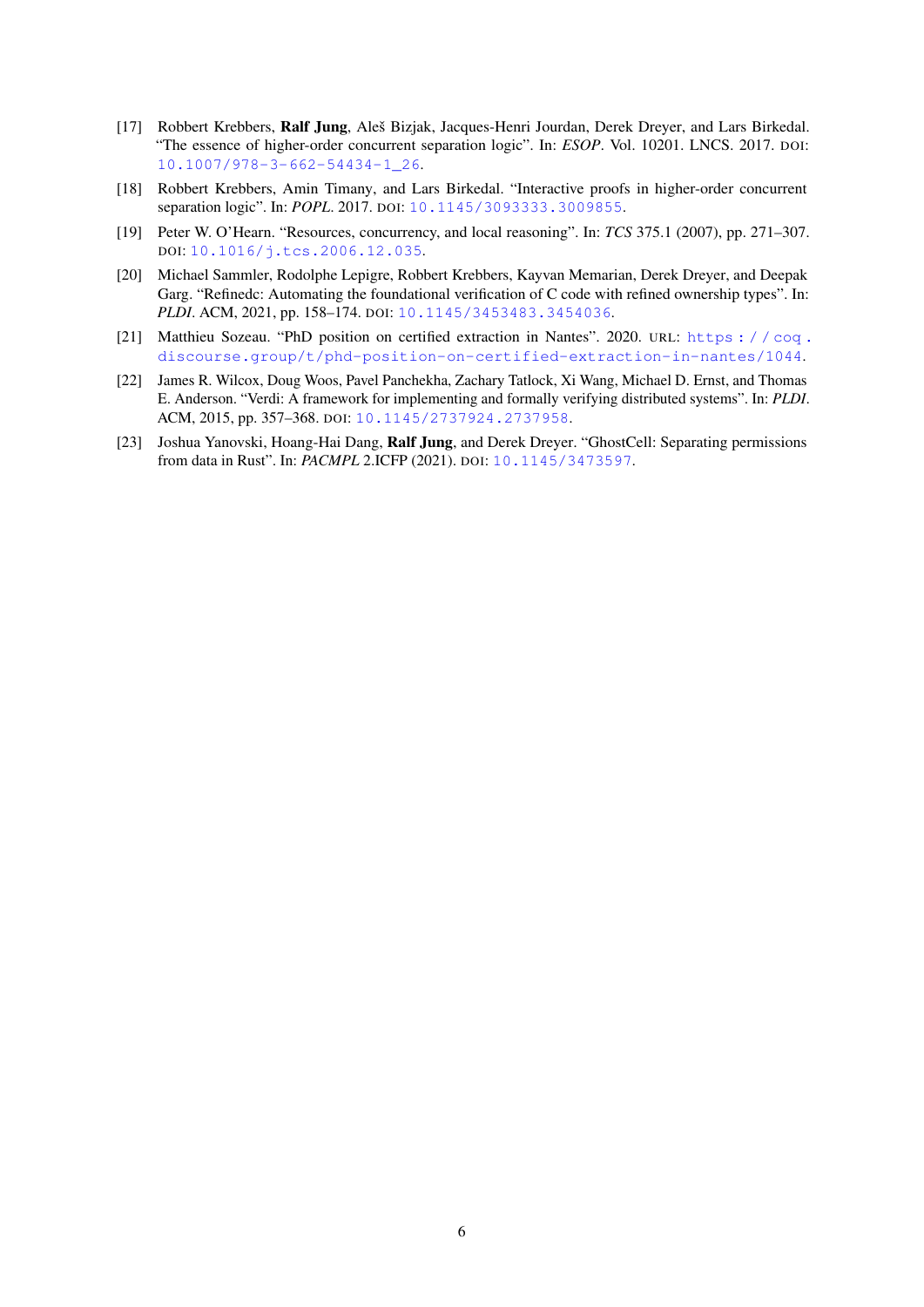[17] Robbert Krebbers, **Ralf Jung**, Aleš Bizjak, Jacques-Henri Jourdan, Derek Dreyer, and Lars Birkedal. "The essence of higher-order concurrent separation logic". In: *ESOP*. Vol. 10201. LNCS. 2017. DOI: 10.1007/978-3-662-54434-1_26.

[18] Robbert Krebbers, Amin Timany, and Lars Birkedal. "Interactive proofs in higher-order concurrent separation logic". In: *POPL*. 2017. DOI: 10.1145/3093333.3009855.

[19] Peter W. O'Hearn. "Resources, concurrency, and local reasoning". In: *TCS* 375.1 (2007), pp. 271–307. DOI: 10.1016/j.tcs.2006.12.035.

[20] Michael Sammler, Rodolphe Lepigre, Robbert Krebbers, Kayvan Memarian, Derek Dreyer, and Deepak Garg. "Refinedc: Automating the foundational verification of C code with refined ownership types". In: *PLDI*. ACM, 2021, pp. 158–174. DOI: 10.1145/3453483.3454036.

[21] Matthieu Sozeau. "PhD position on certified extraction in Nantes". 2020. URL: https://coq.discourse.group/t/phd-position-on-certified-extraction-in-nantes/1044.

[22] James R. Wilcox, Doug Woos, Pavel Panchekha, Zachary Tatlock, Xi Wang, Michael D. Ernst, and Thomas E. Anderson. "Verdi: A framework for implementing and formally verifying distributed systems". In: *PLDI*. ACM, 2015, pp. 357–368. DOI: 10.1145/2737924.2737958.

[23] Joshua Yanovski, Hoang-Hai Dang, **Ralf Jung**, and Derek Dreyer. "GhostCell: Separating permissions from data in Rust". In: *PACMPL* 2.ICFP (2021). DOI: 10.1145/3473597.